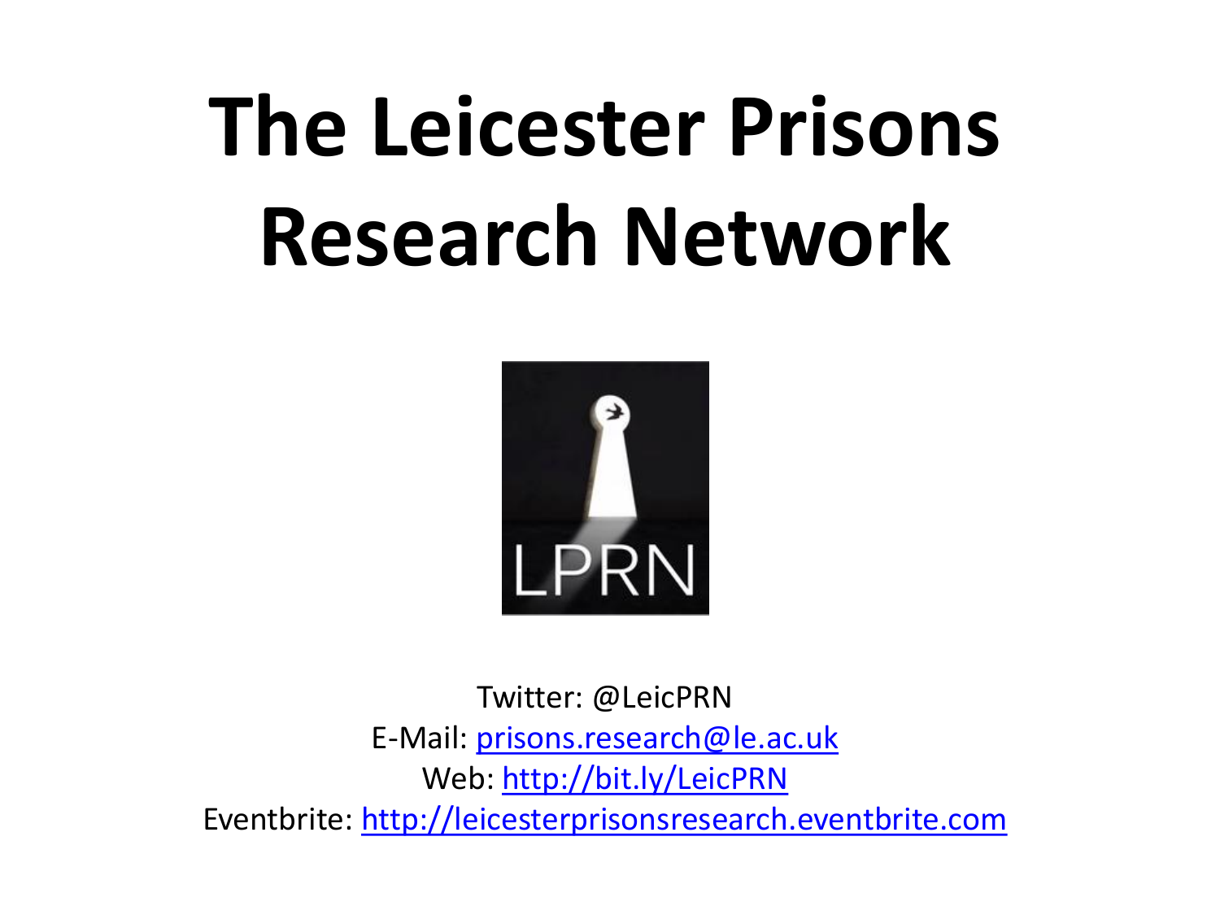# The Leicester Prisons Research Network

LPRN

Twitter: @LeicPRN
E-Mail: prisons.research@le.ac.uk
Web: http://bit.ly/LeicPRN
Eventbrite: http://leicesterprisonsresearch.eventbrite.com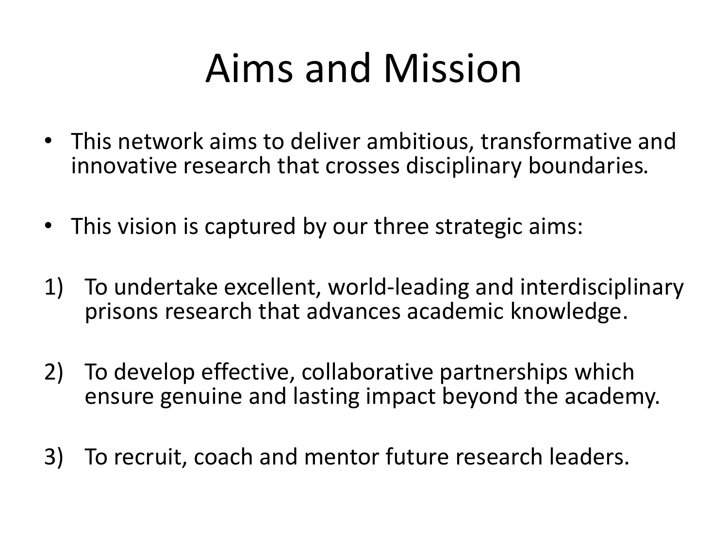# Aims and Mission

- This network aims to deliver ambitious, transformative and innovative research that crosses disciplinary boundaries.
- This vision is captured by our three strategic aims:

1) To undertake excellent, world-leading and interdisciplinary prisons research that advances academic knowledge.
2) To develop effective, collaborative partnerships which ensure genuine and lasting impact beyond the academy.
3) To recruit, coach and mentor future research leaders.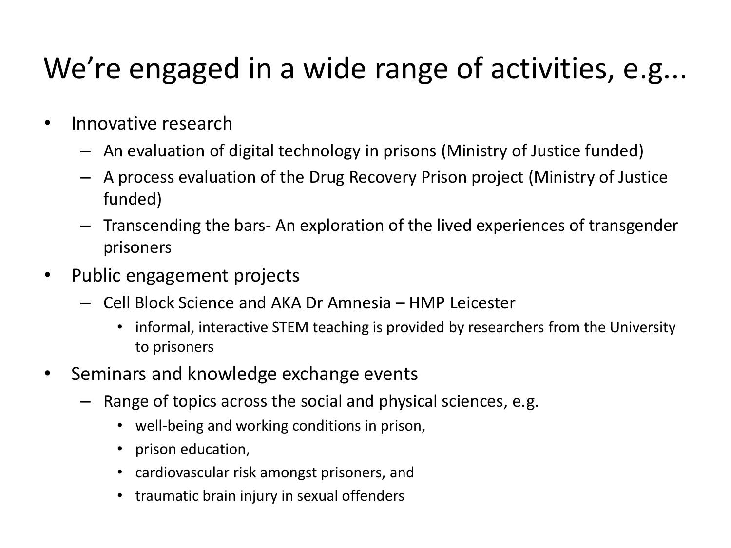# We're engaged in a wide range of activities, e.g...

- Innovative research
  - An evaluation of digital technology in prisons (Ministry of Justice funded)
  - A process evaluation of the Drug Recovery Prison project (Ministry of Justice funded)
  - Transcending the bars- An exploration of the lived experiences of transgender prisoners
- Public engagement projects
  - Cell Block Science and AKA Dr Amnesia – HMP Leicester
    - informal, interactive STEM teaching is provided by researchers from the University to prisoners
- Seminars and knowledge exchange events
  - Range of topics across the social and physical sciences, e.g.
    - well-being and working conditions in prison,
    - prison education,
    - cardiovascular risk amongst prisoners, and
    - traumatic brain injury in sexual offenders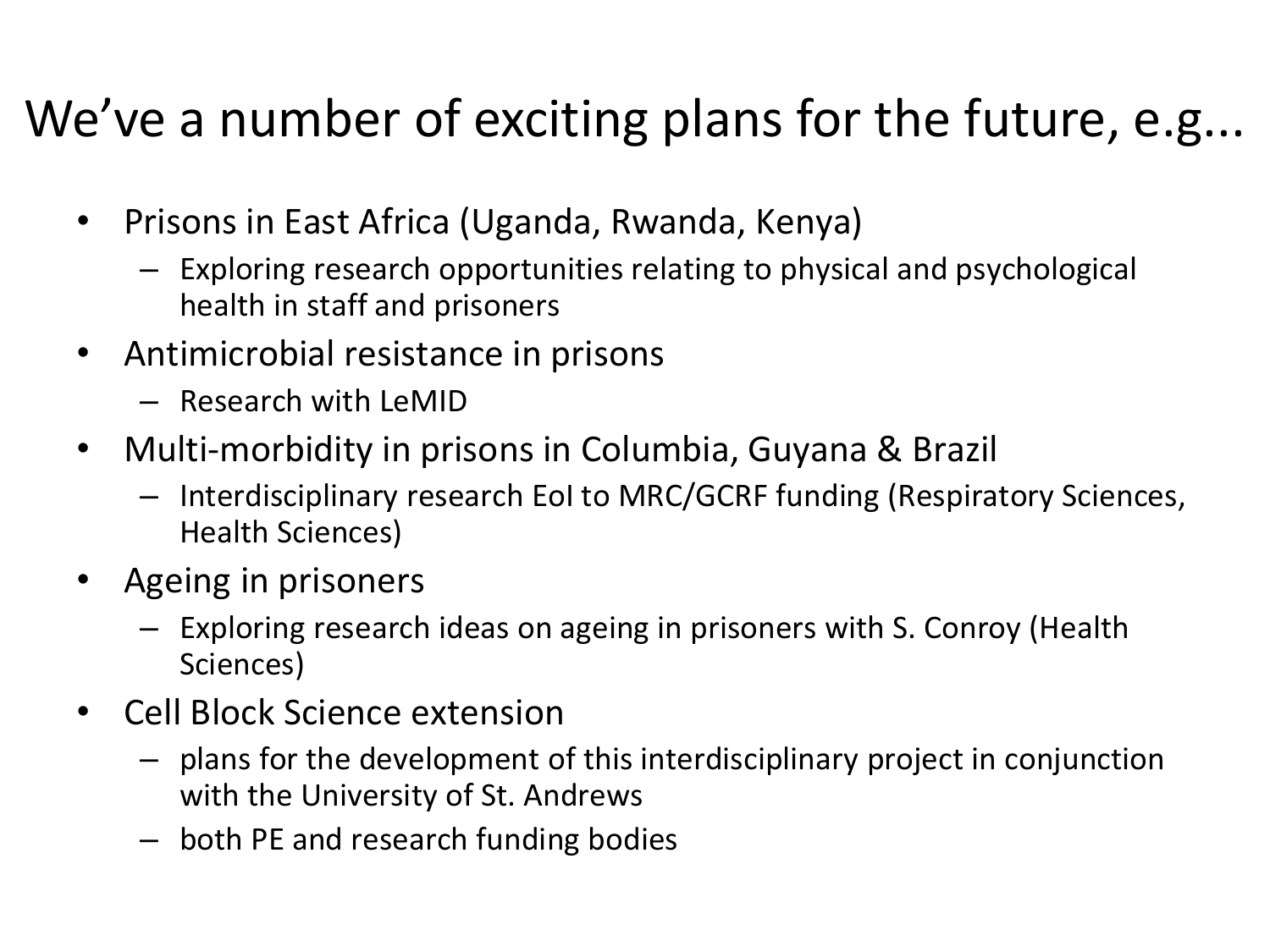# We've a number of exciting plans for the future, e.g...

- Prisons in East Africa (Uganda, Rwanda, Kenya)
  - Exploring research opportunities relating to physical and psychological health in staff and prisoners
- Antimicrobial resistance in prisons
  - Research with LeMID
- Multi-morbidity in prisons in Columbia, Guyana & Brazil
  - Interdisciplinary research EoI to MRC/GCRF funding (Respiratory Sciences, Health Sciences)
- Ageing in prisoners
  - Exploring research ideas on ageing in prisoners with S. Conroy (Health Sciences)
- Cell Block Science extension
  - plans for the development of this interdisciplinary project in conjunction with the University of St. Andrews
  - both PE and research funding bodies